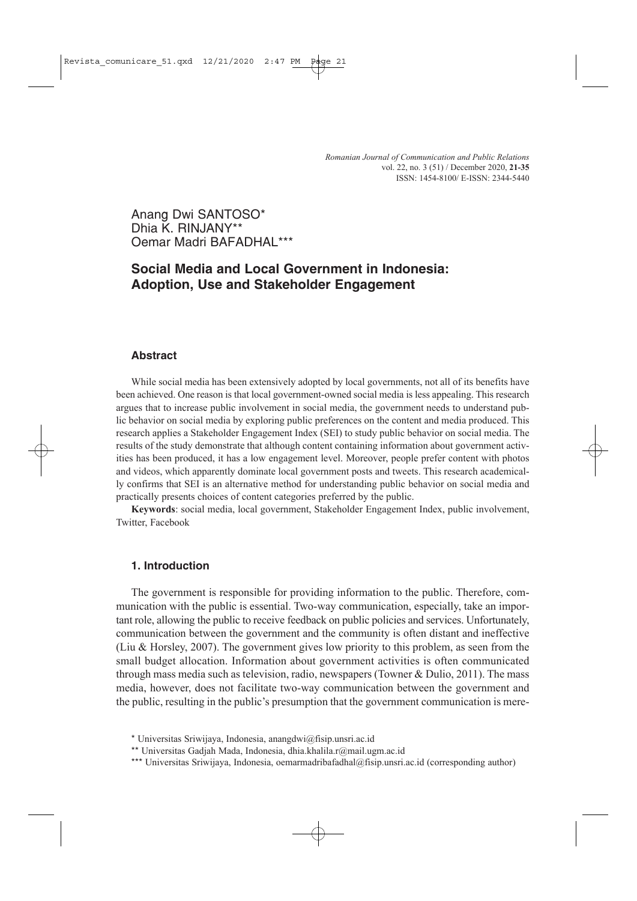Anang Dwi SANTOSO*
Dhia K. RINJANY**
Oemar Madri BAFADHAL***

# Social Media and Local Government in Indonesia: Adoption, Use and Stakeholder Engagement

## Abstract

While social media has been extensively adopted by local governments, not all of its benefits have been achieved. One reason is that local government-owned social media is less appealing. This research argues that to increase public involvement in social media, the government needs to understand public behavior on social media by exploring public preferences on the content and media produced. This research applies a Stakeholder Engagement Index (SEI) to study public behavior on social media. The results of the study demonstrate that although content containing information about government activities has been produced, it has a low engagement level. Moreover, people prefer content with photos and videos, which apparently dominate local government posts and tweets. This research academically confirms that SEI is an alternative method for understanding public behavior on social media and practically presents choices of content categories preferred by the public.

**Keywords**: social media, local government, Stakeholder Engagement Index, public involvement, Twitter, Facebook

## 1. Introduction

The government is responsible for providing information to the public. Therefore, communication with the public is essential. Two-way communication, especially, take an important role, allowing the public to receive feedback on public policies and services. Unfortunately, communication between the government and the community is often distant and ineffective (Liu & Horsley, 2007). The government gives low priority to this problem, as seen from the small budget allocation. Information about government activities is often communicated through mass media such as television, radio, newspapers (Towner & Dulio, 2011). The mass media, however, does not facilitate two-way communication between the government and the public, resulting in the public's presumption that the government communication is mere-

* Universitas Sriwijaya, Indonesia, anangdwi@fisip.unsri.ac.id

** Universitas Gadjah Mada, Indonesia, dhia.khalila.r@mail.ugm.ac.id

*** Universitas Sriwijaya, Indonesia, oemarmadribafadhal@fisip.unsri.ac.id (corresponding author)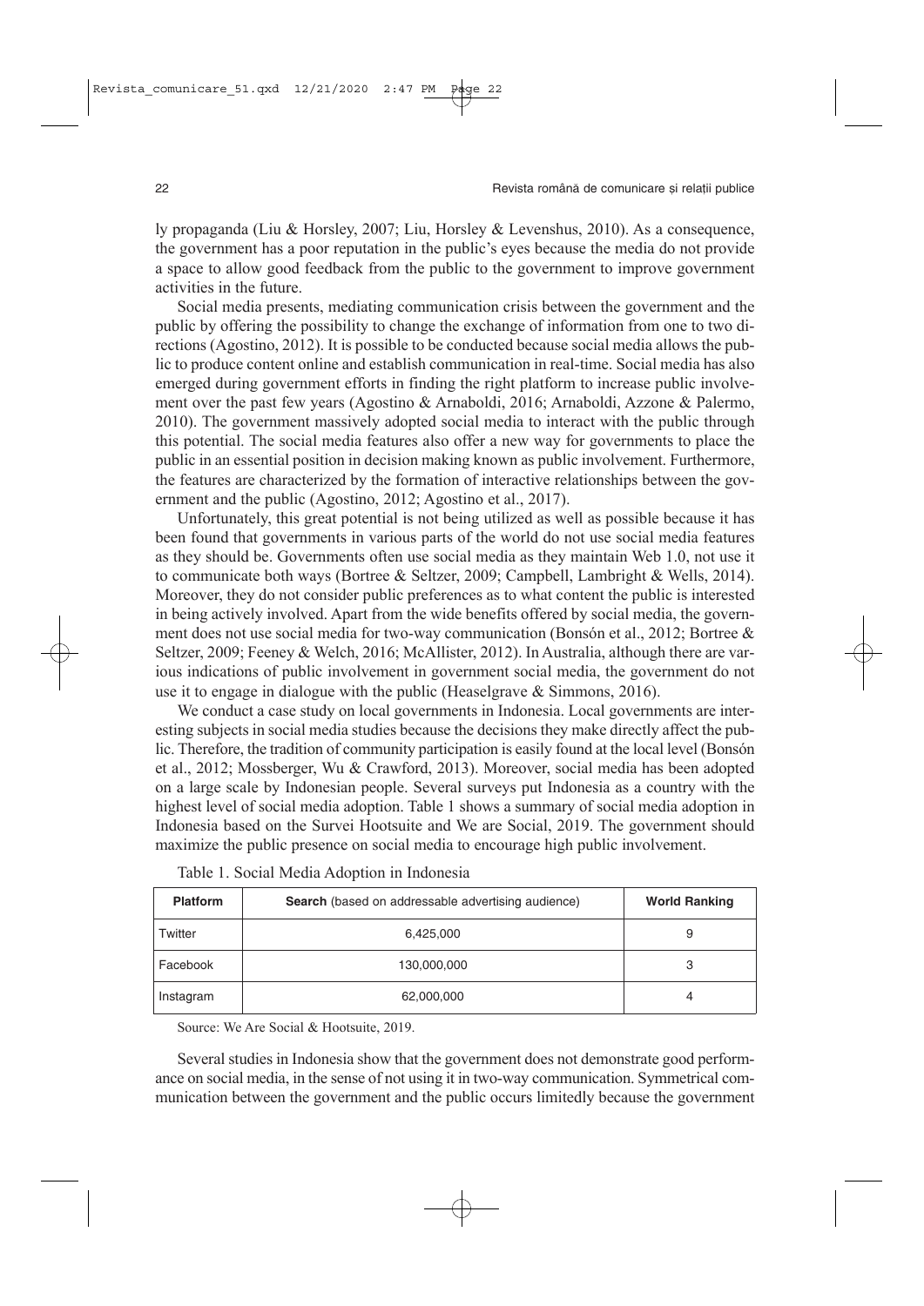ly propaganda (Liu & Horsley, 2007; Liu, Horsley & Levenshus, 2010). As a consequence, the government has a poor reputation in the public's eyes because the media do not provide a space to allow good feedback from the public to the government to improve government activities in the future.

Social media presents, mediating communication crisis between the government and the public by offering the possibility to change the exchange of information from one to two directions (Agostino, 2012). It is possible to be conducted because social media allows the public to produce content online and establish communication in real-time. Social media has also emerged during government efforts in finding the right platform to increase public involvement over the past few years (Agostino & Arnaboldi, 2016; Arnaboldi, Azzone & Palermo, 2010). The government massively adopted social media to interact with the public through this potential. The social media features also offer a new way for governments to place the public in an essential position in decision making known as public involvement. Furthermore, the features are characterized by the formation of interactive relationships between the government and the public (Agostino, 2012; Agostino et al., 2017).

Unfortunately, this great potential is not being utilized as well as possible because it has been found that governments in various parts of the world do not use social media features as they should be. Governments often use social media as they maintain Web 1.0, not use it to communicate both ways (Bortree & Seltzer, 2009; Campbell, Lambright & Wells, 2014). Moreover, they do not consider public preferences as to what content the public is interested in being actively involved. Apart from the wide benefits offered by social media, the government does not use social media for two-way communication (Bonsón et al., 2012; Bortree & Seltzer, 2009; Feeney & Welch, 2016; McAllister, 2012). In Australia, although there are various indications of public involvement in government social media, the government do not use it to engage in dialogue with the public (Heaselgrave & Simmons, 2016).

We conduct a case study on local governments in Indonesia. Local governments are interesting subjects in social media studies because the decisions they make directly affect the public. Therefore, the tradition of community participation is easily found at the local level (Bonsón et al., 2012; Mossberger, Wu & Crawford, 2013). Moreover, social media has been adopted on a large scale by Indonesian people. Several surveys put Indonesia as a country with the highest level of social media adoption. Table 1 shows a summary of social media adoption in Indonesia based on the Survei Hootsuite and We are Social, 2019. The government should maximize the public presence on social media to encourage high public involvement.

Table 1. Social Media Adoption in Indonesia

| **Platform** | **Search** (based on addressable advertising audience) | **World Ranking** |
|---|---|---|
| Twitter | 6,425,000 | 9 |
| Facebook | 130,000,000 | 3 |
| Instagram | 62,000,000 | 4 |

Source: We Are Social & Hootsuite, 2019.

Several studies in Indonesia show that the government does not demonstrate good performance on social media, in the sense of not using it in two-way communication. Symmetrical communication between the government and the public occurs limitedly because the government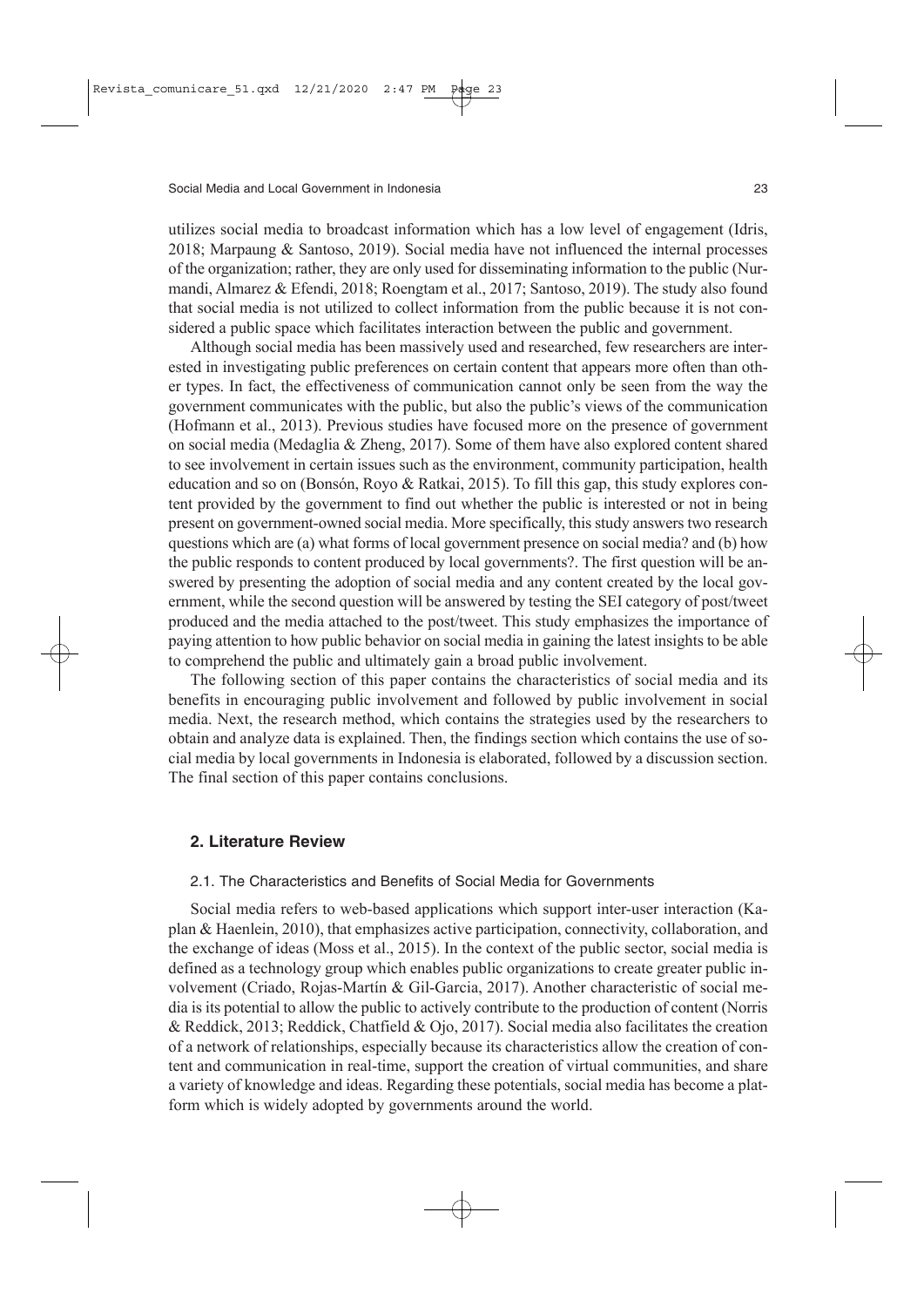utilizes social media to broadcast information which has a low level of engagement (Idris, 2018; Marpaung & Santoso, 2019). Social media have not influenced the internal processes of the organization; rather, they are only used for disseminating information to the public (Nurmandi, Almarez & Efendi, 2018; Roengtam et al., 2017; Santoso, 2019). The study also found that social media is not utilized to collect information from the public because it is not considered a public space which facilitates interaction between the public and government.

Although social media has been massively used and researched, few researchers are interested in investigating public preferences on certain content that appears more often than other types. In fact, the effectiveness of communication cannot only be seen from the way the government communicates with the public, but also the public's views of the communication (Hofmann et al., 2013). Previous studies have focused more on the presence of government on social media (Medaglia & Zheng, 2017). Some of them have also explored content shared to see involvement in certain issues such as the environment, community participation, health education and so on (Bonsón, Royo & Ratkai, 2015). To fill this gap, this study explores content provided by the government to find out whether the public is interested or not in being present on government-owned social media. More specifically, this study answers two research questions which are (a) what forms of local government presence on social media? and (b) how the public responds to content produced by local governments?. The first question will be answered by presenting the adoption of social media and any content created by the local government, while the second question will be answered by testing the SEI category of post/tweet produced and the media attached to the post/tweet. This study emphasizes the importance of paying attention to how public behavior on social media in gaining the latest insights to be able to comprehend the public and ultimately gain a broad public involvement.

The following section of this paper contains the characteristics of social media and its benefits in encouraging public involvement and followed by public involvement in social media. Next, the research method, which contains the strategies used by the researchers to obtain and analyze data is explained. Then, the findings section which contains the use of social media by local governments in Indonesia is elaborated, followed by a discussion section. The final section of this paper contains conclusions.

## 2. Literature Review

### 2.1. The Characteristics and Benefits of Social Media for Governments

Social media refers to web-based applications which support inter-user interaction (Kaplan & Haenlein, 2010), that emphasizes active participation, connectivity, collaboration, and the exchange of ideas (Moss et al., 2015). In the context of the public sector, social media is defined as a technology group which enables public organizations to create greater public involvement (Criado, Rojas-Martín & Gil-Garcia, 2017). Another characteristic of social media is its potential to allow the public to actively contribute to the production of content (Norris & Reddick, 2013; Reddick, Chatfield & Ojo, 2017). Social media also facilitates the creation of a network of relationships, especially because its characteristics allow the creation of content and communication in real-time, support the creation of virtual communities, and share a variety of knowledge and ideas. Regarding these potentials, social media has become a platform which is widely adopted by governments around the world.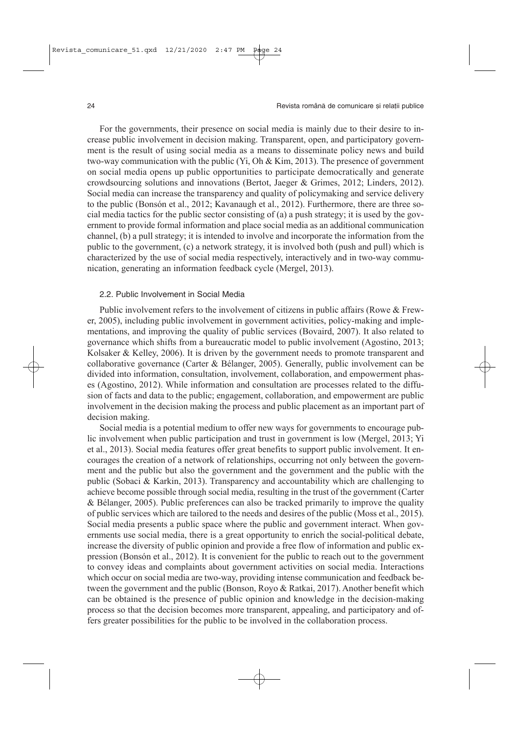For the governments, their presence on social media is mainly due to their desire to increase public involvement in decision making. Transparent, open, and participatory government is the result of using social media as a means to disseminate policy news and build two-way communication with the public (Yi, Oh & Kim, 2013). The presence of government on social media opens up public opportunities to participate democratically and generate crowdsourcing solutions and innovations (Bertot, Jaeger & Grimes, 2012; Linders, 2012). Social media can increase the transparency and quality of policymaking and service delivery to the public (Bonsón et al., 2012; Kavanaugh et al., 2012). Furthermore, there are three social media tactics for the public sector consisting of (a) a push strategy; it is used by the government to provide formal information and place social media as an additional communication channel, (b) a pull strategy; it is intended to involve and incorporate the information from the public to the government, (c) a network strategy, it is involved both (push and pull) which is characterized by the use of social media respectively, interactively and in two-way communication, generating an information feedback cycle (Mergel, 2013).

### 2.2. Public Involvement in Social Media

Public involvement refers to the involvement of citizens in public affairs (Rowe & Frewer, 2005), including public involvement in government activities, policy-making and implementations, and improving the quality of public services (Bovaird, 2007). It also related to governance which shifts from a bureaucratic model to public involvement (Agostino, 2013; Kolsaker & Kelley, 2006). It is driven by the government needs to promote transparent and collaborative governance (Carter & Bélanger, 2005). Generally, public involvement can be divided into information, consultation, involvement, collaboration, and empowerment phases (Agostino, 2012). While information and consultation are processes related to the diffusion of facts and data to the public; engagement, collaboration, and empowerment are public involvement in the decision making the process and public placement as an important part of decision making.

Social media is a potential medium to offer new ways for governments to encourage public involvement when public participation and trust in government is low (Mergel, 2013; Yi et al., 2013). Social media features offer great benefits to support public involvement. It encourages the creation of a network of relationships, occurring not only between the government and the public but also the government and the government and the public with the public (Sobaci & Karkin, 2013). Transparency and accountability which are challenging to achieve become possible through social media, resulting in the trust of the government (Carter & Bélanger, 2005). Public preferences can also be tracked primarily to improve the quality of public services which are tailored to the needs and desires of the public (Moss et al., 2015). Social media presents a public space where the public and government interact. When governments use social media, there is a great opportunity to enrich the social-political debate, increase the diversity of public opinion and provide a free flow of information and public expression (Bonsón et al., 2012). It is convenient for the public to reach out to the government to convey ideas and complaints about government activities on social media. Interactions which occur on social media are two-way, providing intense communication and feedback between the government and the public (Bonson, Royo & Ratkai, 2017). Another benefit which can be obtained is the presence of public opinion and knowledge in the decision-making process so that the decision becomes more transparent, appealing, and participatory and offers greater possibilities for the public to be involved in the collaboration process.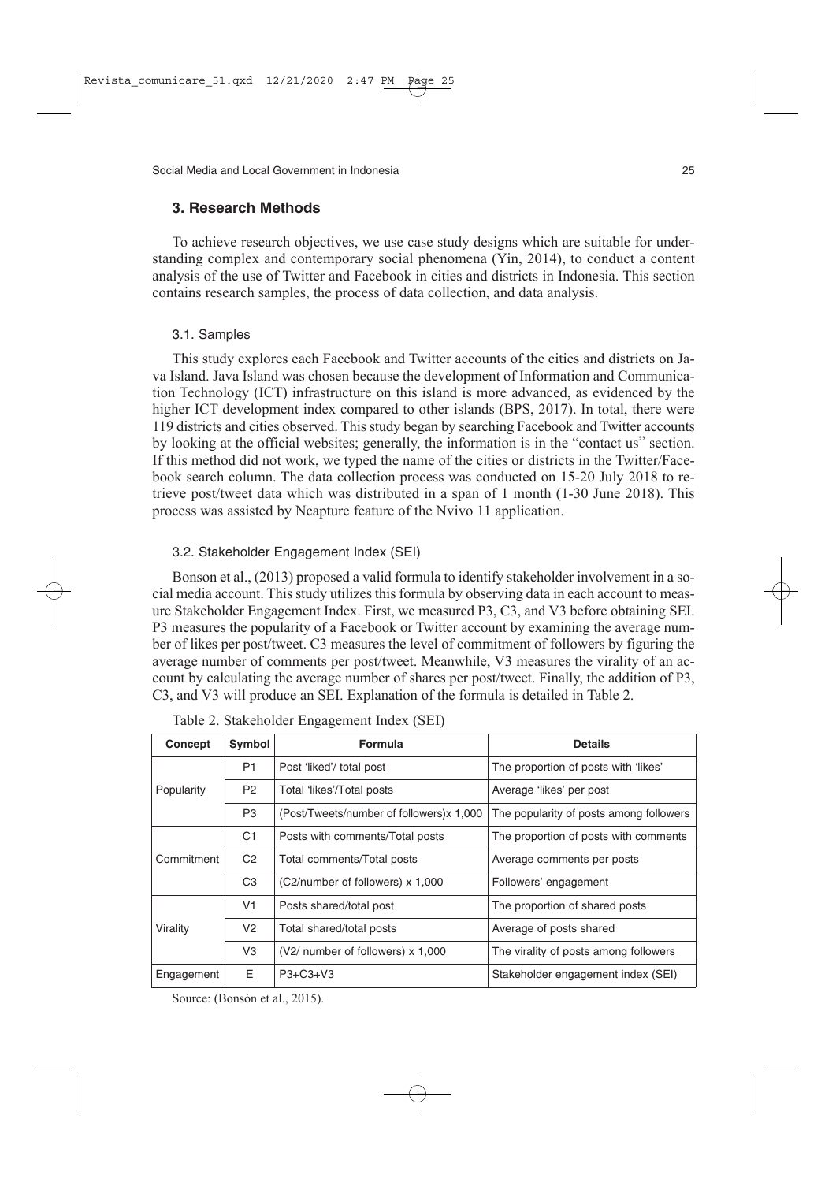## 3. Research Methods

To achieve research objectives, we use case study designs which are suitable for understanding complex and contemporary social phenomena (Yin, 2014), to conduct a content analysis of the use of Twitter and Facebook in cities and districts in Indonesia. This section contains research samples, the process of data collection, and data analysis.

### 3.1. Samples

This study explores each Facebook and Twitter accounts of the cities and districts on Java Island. Java Island was chosen because the development of Information and Communication Technology (ICT) infrastructure on this island is more advanced, as evidenced by the higher ICT development index compared to other islands (BPS, 2017). In total, there were 119 districts and cities observed. This study began by searching Facebook and Twitter accounts by looking at the official websites; generally, the information is in the "contact us" section. If this method did not work, we typed the name of the cities or districts in the Twitter/Facebook search column. The data collection process was conducted on 15-20 July 2018 to retrieve post/tweet data which was distributed in a span of 1 month (1-30 June 2018). This process was assisted by Ncapture feature of the Nvivo 11 application.

### 3.2. Stakeholder Engagement Index (SEI)

Bonson et al., (2013) proposed a valid formula to identify stakeholder involvement in a social media account. This study utilizes this formula by observing data in each account to measure Stakeholder Engagement Index. First, we measured P3, C3, and V3 before obtaining SEI. P3 measures the popularity of a Facebook or Twitter account by examining the average number of likes per post/tweet. C3 measures the level of commitment of followers by figuring the average number of comments per post/tweet. Meanwhile, V3 measures the virality of an account by calculating the average number of shares per post/tweet. Finally, the addition of P3, C3, and V3 will produce an SEI. Explanation of the formula is detailed in Table 2.

Table 2. Stakeholder Engagement Index (SEI)

| Concept | Symbol | Formula | Details |
|---|---|---|---|
| Popularity | P1 | Post 'liked'/ total post | The proportion of posts with 'likes' |
| | P2 | Total 'likes'/Total posts | Average 'likes' per post |
| | P3 | (Post/Tweets/number of followers)x 1,000 | The popularity of posts among followers |
| Commitment | C1 | Posts with comments/Total posts | The proportion of posts with comments |
| | C2 | Total comments/Total posts | Average comments per posts |
| | C3 | (C2/number of followers) x 1,000 | Followers' engagement |
| Virality | V1 | Posts shared/total post | The proportion of shared posts |
| | V2 | Total shared/total posts | Average of posts shared |
| | V3 | (V2/ number of followers) x 1,000 | The virality of posts among followers |
| Engagement | E | P3+C3+V3 | Stakeholder engagement index (SEI) |

Source: (Bonsón et al., 2015).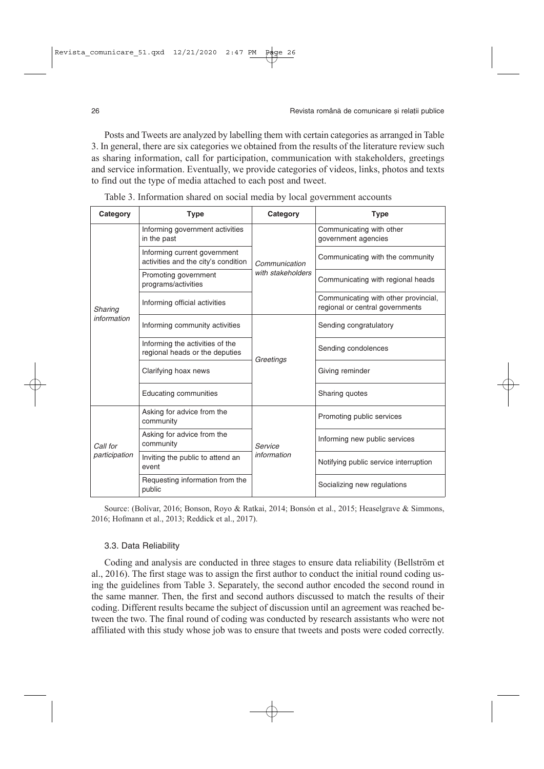Posts and Tweets are analyzed by labelling them with certain categories as arranged in Table 3. In general, there are six categories we obtained from the results of the literature review such as sharing information, call for participation, communication with stakeholders, greetings and service information. Eventually, we provide categories of videos, links, photos and texts to find out the type of media attached to each post and tweet.

Table 3. Information shared on social media by local government accounts

| Category | Type | Category | Type |
|---|---|---|---|
| *Sharing information* | Informing government activities in the past | *Communication with stakeholders* | Communicating with other government agencies |
| | Informing current government activities and the city's condition | | Communicating with the community |
| | Promoting government programs/activities | | Communicating with regional heads |
| | Informing official activities | | Communicating with other provincial, regional or central governments |
| | Informing community activities | *Greetings* | Sending congratulatory |
| | Informing the activities of the regional heads or the deputies | | Sending condolences |
| | Clarifying hoax news | | Giving reminder |
| | Educating communities | | Sharing quotes |
| *Call for participation* | Asking for advice from the community | *Service information* | Promoting public services |
| | Asking for advice from the community | | Informing new public services |
| | Inviting the public to attend an event | | Notifying public service interruption |
| | Requesting information from the public | | Socializing new regulations |

Source: (Bolívar, 2016; Bonson, Royo & Ratkai, 2014; Bonsón et al., 2015; Heaselgrave & Simmons, 2016; Hofmann et al., 2013; Reddick et al., 2017).

### 3.3. Data Reliability

Coding and analysis are conducted in three stages to ensure data reliability (Bellström et al., 2016). The first stage was to assign the first author to conduct the initial round coding using the guidelines from Table 3. Separately, the second author encoded the second round in the same manner. Then, the first and second authors discussed to match the results of their coding. Different results became the subject of discussion until an agreement was reached between the two. The final round of coding was conducted by research assistants who were not affiliated with this study whose job was to ensure that tweets and posts were coded correctly.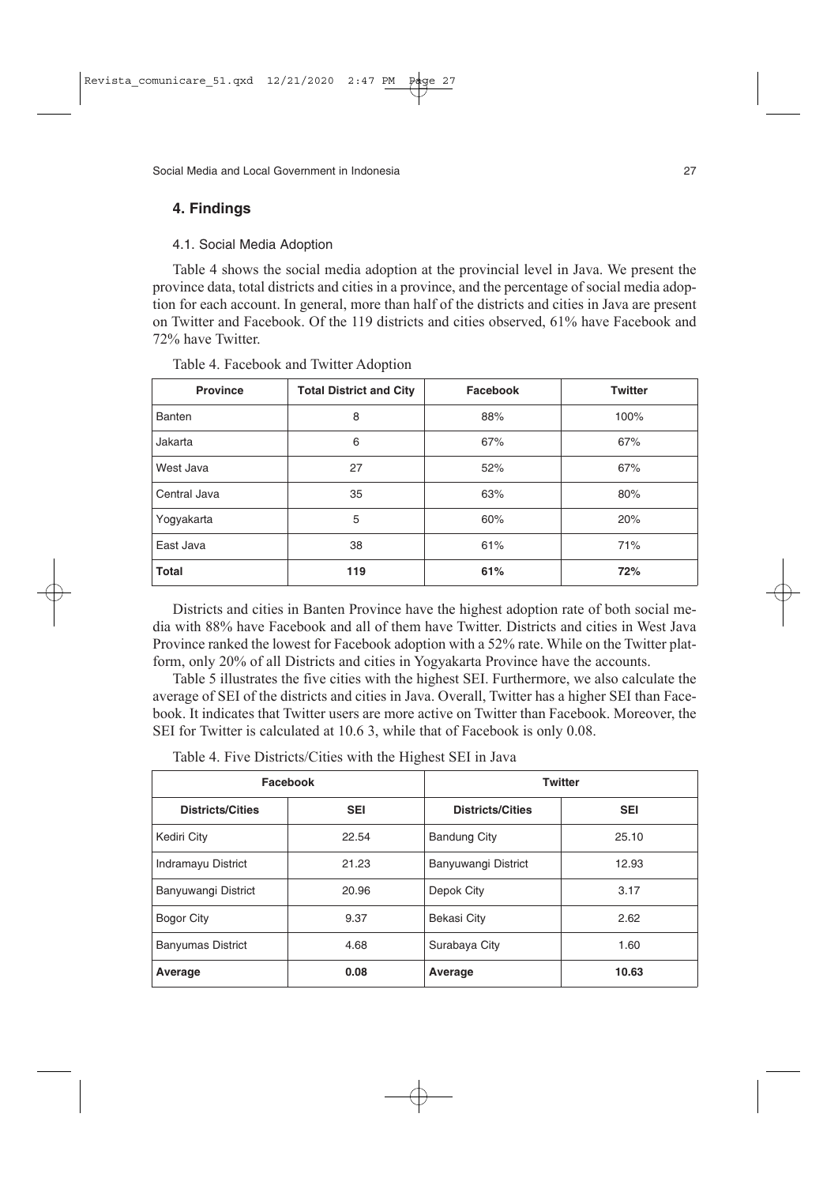## 4. Findings

### 4.1. Social Media Adoption

Table 4 shows the social media adoption at the provincial level in Java. We present the province data, total districts and cities in a province, and the percentage of social media adoption for each account. In general, more than half of the districts and cities in Java are present on Twitter and Facebook. Of the 119 districts and cities observed, 61% have Facebook and 72% have Twitter.

Table 4. Facebook and Twitter Adoption

| Province | Total District and City | Facebook | Twitter |
|---|---|---|---|
| Banten | 8 | 88% | 100% |
| Jakarta | 6 | 67% | 67% |
| West Java | 27 | 52% | 67% |
| Central Java | 35 | 63% | 80% |
| Yogyakarta | 5 | 60% | 20% |
| East Java | 38 | 61% | 71% |
| **Total** | **119** | **61%** | **72%** |

Districts and cities in Banten Province have the highest adoption rate of both social media with 88% have Facebook and all of them have Twitter. Districts and cities in West Java Province ranked the lowest for Facebook adoption with a 52% rate. While on the Twitter platform, only 20% of all Districts and cities in Yogyakarta Province have the accounts.

Table 5 illustrates the five cities with the highest SEI. Furthermore, we also calculate the average of SEI of the districts and cities in Java. Overall, Twitter has a higher SEI than Facebook. It indicates that Twitter users are more active on Twitter than Facebook. Moreover, the SEI for Twitter is calculated at 10.6 3, while that of Facebook is only 0.08.

Table 4. Five Districts/Cities with the Highest SEI in Java

| Facebook | | Twitter | |
|---|---|---|---|
| **Districts/Cities** | **SEI** | **Districts/Cities** | **SEI** |
| Kediri City | 22.54 | Bandung City | 25.10 |
| Indramayu District | 21.23 | Banyuwangi District | 12.93 |
| Banyuwangi District | 20.96 | Depok City | 3.17 |
| Bogor City | 9.37 | Bekasi City | 2.62 |
| Banyumas District | 4.68 | Surabaya City | 1.60 |
| **Average** | **0.08** | **Average** | **10.63** |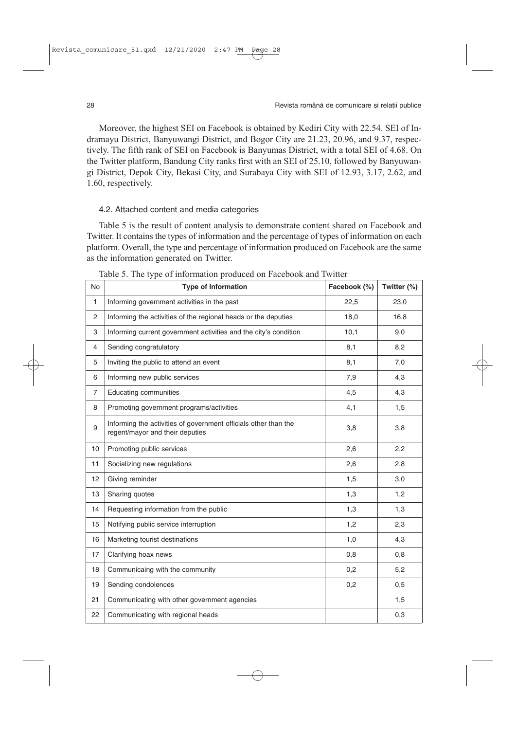Moreover, the highest SEI on Facebook is obtained by Kediri City with 22.54. SEI of Indramayu District, Banyuwangi District, and Bogor City are 21.23, 20.96, and 9.37, respectively. The fifth rank of SEI on Facebook is Banyumas District, with a total SEI of 4.68. On the Twitter platform, Bandung City ranks first with an SEI of 25.10, followed by Banyuwangi District, Depok City, Bekasi City, and Surabaya City with SEI of 12.93, 3.17, 2.62, and 1.60, respectively.

### 4.2. Attached content and media categories

Table 5 is the result of content analysis to demonstrate content shared on Facebook and Twitter. It contains the types of information and the percentage of types of information on each platform. Overall, the type and percentage of information produced on Facebook are the same as the information generated on Twitter.

Table 5. The type of information produced on Facebook and Twitter

| No | Type of Information | Facebook (%) | Twitter (%) |
|---|---|---|---|
| 1 | Informing government activities in the past | 22,5 | 23,0 |
| 2 | Informing the activities of the regional heads or the deputies | 18,0 | 16,8 |
| 3 | Informing current government activities and the city's condition | 10,1 | 9,0 |
| 4 | Sending congratulatory | 8,1 | 8,2 |
| 5 | Inviting the public to attend an event | 8,1 | 7,0 |
| 6 | Informing new public services | 7,9 | 4,3 |
| 7 | Educating communities | 4,5 | 4,3 |
| 8 | Promoting government programs/activities | 4,1 | 1,5 |
| 9 | Informing the activities of government officials other than the regent/mayor and their deputies | 3,8 | 3,8 |
| 10 | Promoting public services | 2,6 | 2,2 |
| 11 | Socializing new regulations | 2,6 | 2,8 |
| 12 | Giving reminder | 1,5 | 3,0 |
| 13 | Sharing quotes | 1,3 | 1,2 |
| 14 | Requesting information from the public | 1,3 | 1,3 |
| 15 | Notifying public service interruption | 1,2 | 2,3 |
| 16 | Marketing tourist destinations | 1,0 | 4,3 |
| 17 | Clarifying hoax news | 0,8 | 0,8 |
| 18 | Communicaing with the community | 0,2 | 5,2 |
| 19 | Sending condolences | 0,2 | 0,5 |
| 21 | Communicating with other government agencies | | 1,5 |
| 22 | Communicating with regional heads | | 0,3 |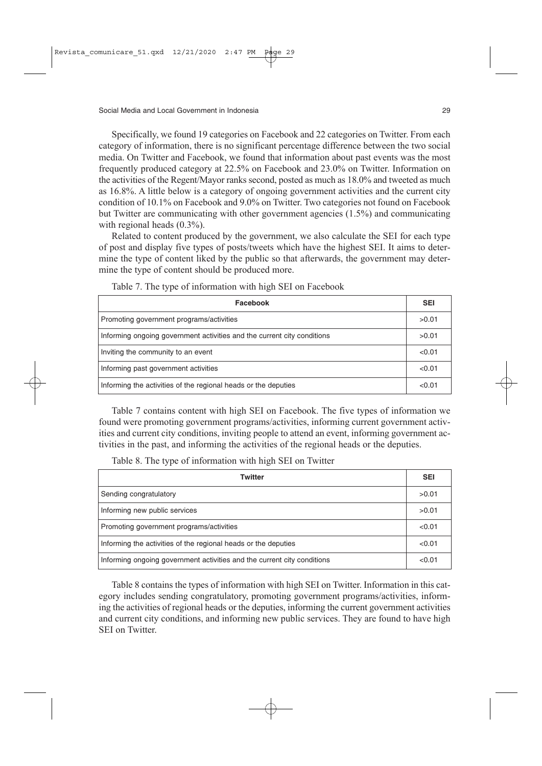Specifically, we found 19 categories on Facebook and 22 categories on Twitter. From each category of information, there is no significant percentage difference between the two social media. On Twitter and Facebook, we found that information about past events was the most frequently produced category at 22.5% on Facebook and 23.0% on Twitter. Information on the activities of the Regent/Mayor ranks second, posted as much as 18.0% and tweeted as much as 16.8%. A little below is a category of ongoing government activities and the current city condition of 10.1% on Facebook and 9.0% on Twitter. Two categories not found on Facebook but Twitter are communicating with other government agencies (1.5%) and communicating with regional heads (0.3%).

Related to content produced by the government, we also calculate the SEI for each type of post and display five types of posts/tweets which have the highest SEI. It aims to determine the type of content liked by the public so that afterwards, the government may determine the type of content should be produced more.

Table 7. The type of information with high SEI on Facebook

| Facebook | SEI |
|---|---|
| Promoting government programs/activities | >0.01 |
| Informing ongoing government activities and the current city conditions | >0.01 |
| Inviting the community to an event | <0.01 |
| Informing past government activities | <0.01 |
| Informing the activities of the regional heads or the deputies | <0.01 |

Table 7 contains content with high SEI on Facebook. The five types of information we found were promoting government programs/activities, informing current government activities and current city conditions, inviting people to attend an event, informing government activities in the past, and informing the activities of the regional heads or the deputies.

Table 8. The type of information with high SEI on Twitter

| Twitter | SEI |
|---|---|
| Sending congratulatory | >0.01 |
| Informing new public services | >0.01 |
| Promoting government programs/activities | <0.01 |
| Informing the activities of the regional heads or the deputies | <0.01 |
| Informing ongoing government activities and the current city conditions | <0.01 |

Table 8 contains the types of information with high SEI on Twitter. Information in this category includes sending congratulatory, promoting government programs/activities, informing the activities of regional heads or the deputies, informing the current government activities and current city conditions, and informing new public services. They are found to have high SEI on Twitter.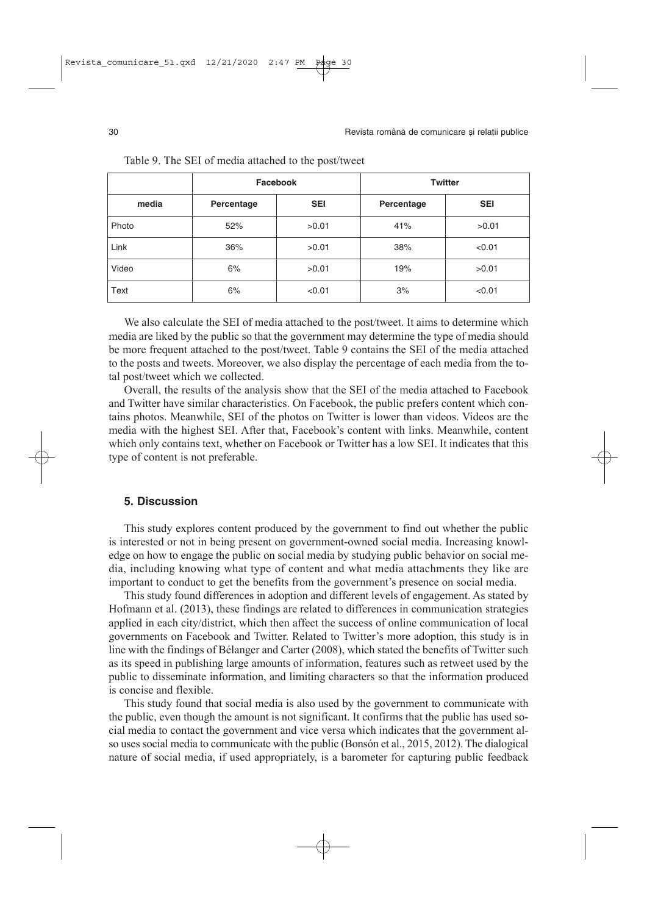Table 9. The SEI of media attached to the post/tweet

| | Facebook | | Twitter | |
|---|---|---|---|---|
| media | Percentage | SEI | Percentage | SEI |
| Photo | 52% | >0.01 | 41% | >0.01 |
| Link | 36% | >0.01 | 38% | <0.01 |
| Video | 6% | >0.01 | 19% | >0.01 |
| Text | 6% | <0.01 | 3% | <0.01 |

We also calculate the SEI of media attached to the post/tweet. It aims to determine which media are liked by the public so that the government may determine the type of media should be more frequent attached to the post/tweet. Table 9 contains the SEI of the media attached to the posts and tweets. Moreover, we also display the percentage of each media from the total post/tweet which we collected.

Overall, the results of the analysis show that the SEI of the media attached to Facebook and Twitter have similar characteristics. On Facebook, the public prefers content which contains photos. Meanwhile, SEI of the photos on Twitter is lower than videos. Videos are the media with the highest SEI. After that, Facebook's content with links. Meanwhile, content which only contains text, whether on Facebook or Twitter has a low SEI. It indicates that this type of content is not preferable.

## 5. Discussion

This study explores content produced by the government to find out whether the public is interested or not in being present on government-owned social media. Increasing knowledge on how to engage the public on social media by studying public behavior on social media, including knowing what type of content and what media attachments they like are important to conduct to get the benefits from the government's presence on social media.

This study found differences in adoption and different levels of engagement. As stated by Hofmann et al. (2013), these findings are related to differences in communication strategies applied in each city/district, which then affect the success of online communication of local governments on Facebook and Twitter. Related to Twitter's more adoption, this study is in line with the findings of Bélanger and Carter (2008), which stated the benefits of Twitter such as its speed in publishing large amounts of information, features such as retweet used by the public to disseminate information, and limiting characters so that the information produced is concise and flexible.

This study found that social media is also used by the government to communicate with the public, even though the amount is not significant. It confirms that the public has used social media to contact the government and vice versa which indicates that the government also uses social media to communicate with the public (Bonsón et al., 2015, 2012). The dialogical nature of social media, if used appropriately, is a barometer for capturing public feedback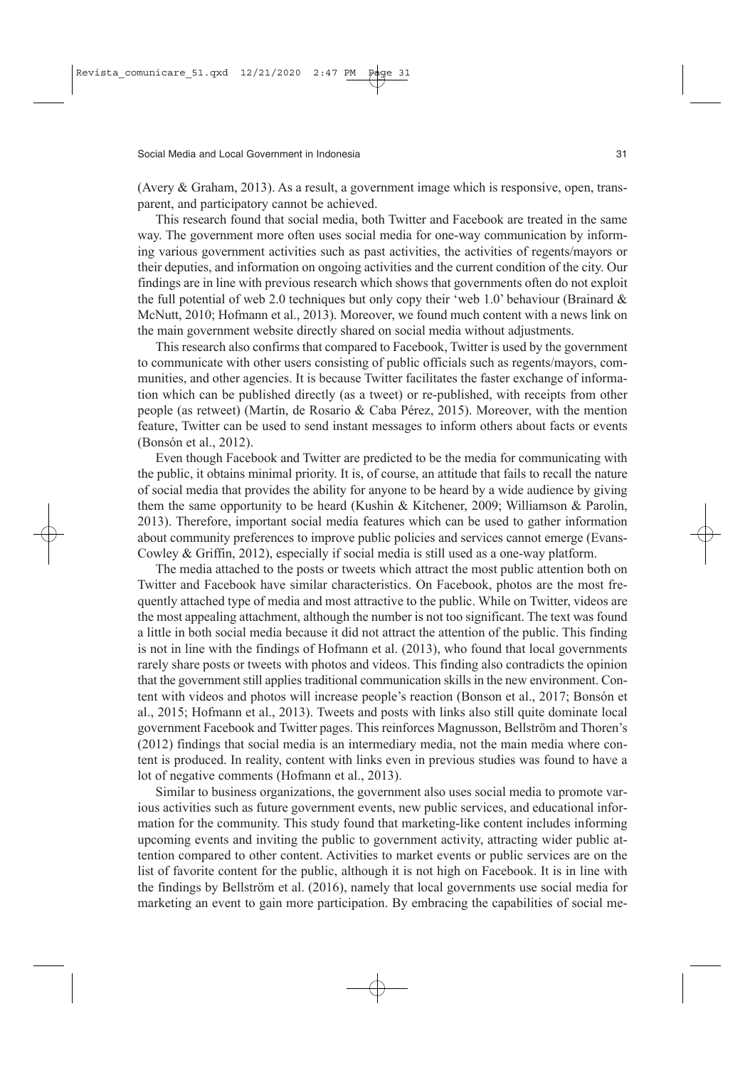(Avery & Graham, 2013). As a result, a government image which is responsive, open, transparent, and participatory cannot be achieved.

This research found that social media, both Twitter and Facebook are treated in the same way. The government more often uses social media for one-way communication by informing various government activities such as past activities, the activities of regents/mayors or their deputies, and information on ongoing activities and the current condition of the city. Our findings are in line with previous research which shows that governments often do not exploit the full potential of web 2.0 techniques but only copy their 'web 1.0' behaviour (Brainard & McNutt, 2010; Hofmann et al., 2013). Moreover, we found much content with a news link on the main government website directly shared on social media without adjustments.

This research also confirms that compared to Facebook, Twitter is used by the government to communicate with other users consisting of public officials such as regents/mayors, communities, and other agencies. It is because Twitter facilitates the faster exchange of information which can be published directly (as a tweet) or re-published, with receipts from other people (as retweet) (Martín, de Rosario & Caba Pérez, 2015). Moreover, with the mention feature, Twitter can be used to send instant messages to inform others about facts or events (Bonsón et al., 2012).

Even though Facebook and Twitter are predicted to be the media for communicating with the public, it obtains minimal priority. It is, of course, an attitude that fails to recall the nature of social media that provides the ability for anyone to be heard by a wide audience by giving them the same opportunity to be heard (Kushin & Kitchener, 2009; Williamson & Parolin, 2013). Therefore, important social media features which can be used to gather information about community preferences to improve public policies and services cannot emerge (Evans-Cowley & Griffin, 2012), especially if social media is still used as a one-way platform.

The media attached to the posts or tweets which attract the most public attention both on Twitter and Facebook have similar characteristics. On Facebook, photos are the most frequently attached type of media and most attractive to the public. While on Twitter, videos are the most appealing attachment, although the number is not too significant. The text was found a little in both social media because it did not attract the attention of the public. This finding is not in line with the findings of Hofmann et al. (2013), who found that local governments rarely share posts or tweets with photos and videos. This finding also contradicts the opinion that the government still applies traditional communication skills in the new environment. Content with videos and photos will increase people's reaction (Bonson et al., 2017; Bonsón et al., 2015; Hofmann et al., 2013). Tweets and posts with links also still quite dominate local government Facebook and Twitter pages. This reinforces Magnusson, Bellström and Thoren's (2012) findings that social media is an intermediary media, not the main media where content is produced. In reality, content with links even in previous studies was found to have a lot of negative comments (Hofmann et al., 2013).

Similar to business organizations, the government also uses social media to promote various activities such as future government events, new public services, and educational information for the community. This study found that marketing-like content includes informing upcoming events and inviting the public to government activity, attracting wider public attention compared to other content. Activities to market events or public services are on the list of favorite content for the public, although it is not high on Facebook. It is in line with the findings by Bellström et al. (2016), namely that local governments use social media for marketing an event to gain more participation. By embracing the capabilities of social me-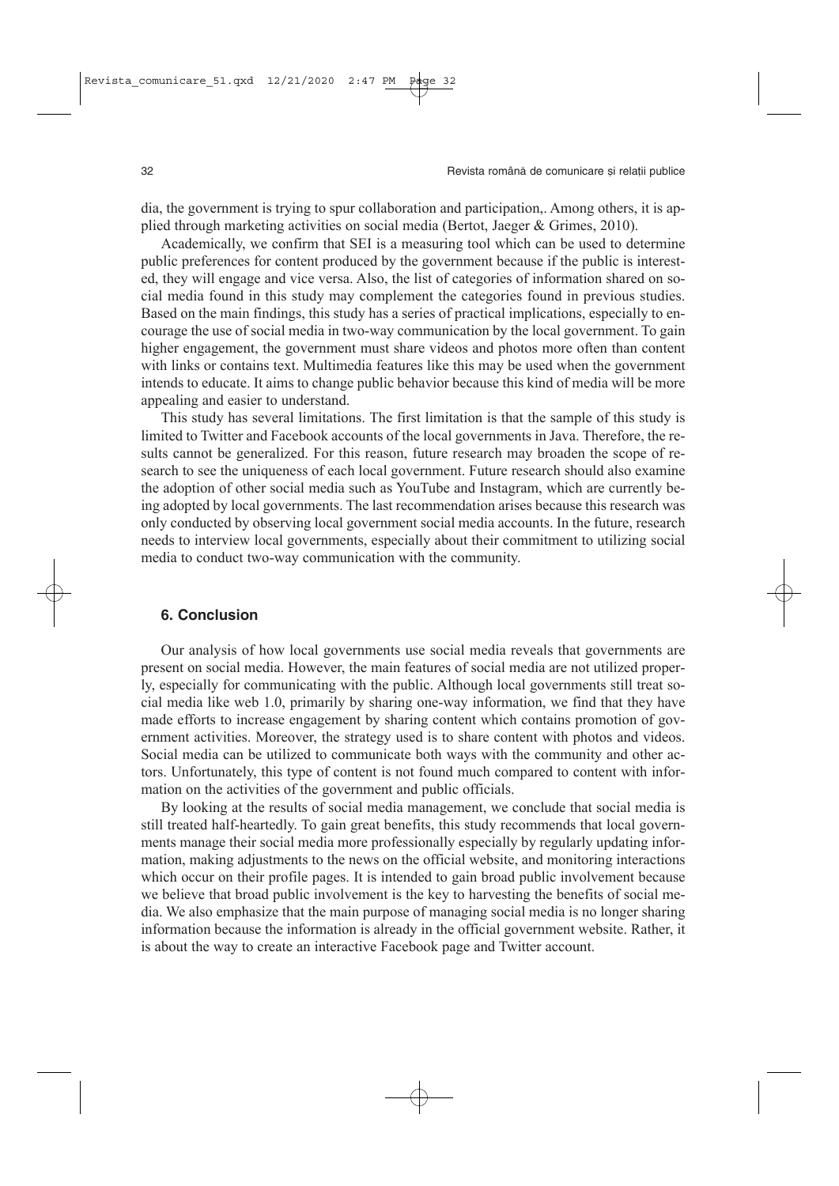dia, the government is trying to spur collaboration and participation,. Among others, it is applied through marketing activities on social media (Bertot, Jaeger & Grimes, 2010).

Academically, we confirm that SEI is a measuring tool which can be used to determine public preferences for content produced by the government because if the public is interested, they will engage and vice versa. Also, the list of categories of information shared on social media found in this study may complement the categories found in previous studies. Based on the main findings, this study has a series of practical implications, especially to encourage the use of social media in two-way communication by the local government. To gain higher engagement, the government must share videos and photos more often than content with links or contains text. Multimedia features like this may be used when the government intends to educate. It aims to change public behavior because this kind of media will be more appealing and easier to understand.

This study has several limitations. The first limitation is that the sample of this study is limited to Twitter and Facebook accounts of the local governments in Java. Therefore, the results cannot be generalized. For this reason, future research may broaden the scope of research to see the uniqueness of each local government. Future research should also examine the adoption of other social media such as YouTube and Instagram, which are currently being adopted by local governments. The last recommendation arises because this research was only conducted by observing local government social media accounts. In the future, research needs to interview local governments, especially about their commitment to utilizing social media to conduct two-way communication with the community.

## 6. Conclusion

Our analysis of how local governments use social media reveals that governments are present on social media. However, the main features of social media are not utilized properly, especially for communicating with the public. Although local governments still treat social media like web 1.0, primarily by sharing one-way information, we find that they have made efforts to increase engagement by sharing content which contains promotion of government activities. Moreover, the strategy used is to share content with photos and videos. Social media can be utilized to communicate both ways with the community and other actors. Unfortunately, this type of content is not found much compared to content with information on the activities of the government and public officials.

By looking at the results of social media management, we conclude that social media is still treated half-heartedly. To gain great benefits, this study recommends that local governments manage their social media more professionally especially by regularly updating information, making adjustments to the news on the official website, and monitoring interactions which occur on their profile pages. It is intended to gain broad public involvement because we believe that broad public involvement is the key to harvesting the benefits of social media. We also emphasize that the main purpose of managing social media is no longer sharing information because the information is already in the official government website. Rather, it is about the way to create an interactive Facebook page and Twitter account.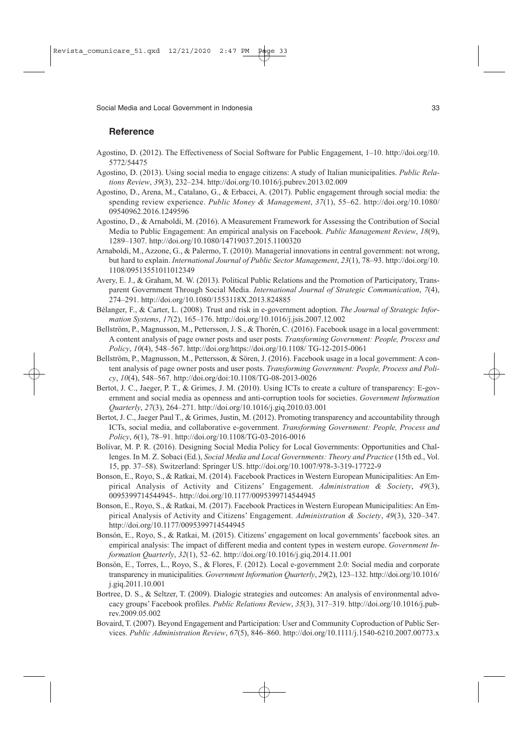## Reference

Agostino, D. (2012). The Effectiveness of Social Software for Public Engagement, 1–10. http://doi.org/10.5772/54475

Agostino, D. (2013). Using social media to engage citizens: A study of Italian municipalities. *Public Relations Review*, *39*(3), 232–234. http://doi.org/10.1016/j.pubrev.2013.02.009

Agostino, D., Arena, M., Catalano, G., & Erbacci, A. (2017). Public engagement through social media: the spending review experience. *Public Money & Management*, *37*(1), 55–62. http://doi.org/10.1080/09540962.2016.1249596

Agostino, D., & Arnaboldi, M. (2016). A Measurement Framework for Assessing the Contribution of Social Media to Public Engagement: An empirical analysis on Facebook. *Public Management Review*, *18*(9), 1289–1307. http://doi.org/10.1080/14719037.2015.1100320

Arnaboldi, M., Azzone, G., & Palermo, T. (2010). Managerial innovations in central government: not wrong, but hard to explain. *International Journal of Public Sector Management*, *23*(1), 78–93. http://doi.org/10.1108/09513551011012349

Avery, E. J., & Graham, M. W. (2013). Political Public Relations and the Promotion of Participatory, Transparent Government Through Social Media. *International Journal of Strategic Communication*, *7*(4), 274–291. http://doi.org/10.1080/1553118X.2013.824885

Bélanger, F., & Carter, L. (2008). Trust and risk in e-government adoption. *The Journal of Strategic Information Systems*, *17*(2), 165–176. http://doi.org/10.1016/j.jsis.2007.12.002

Bellström, P., Magnusson, M., Pettersson, J. S., & Thorén, C. (2016). Facebook usage in a local government: A content analysis of page owner posts and user posts. *Transforming Government: People, Process and Policy*, *10*(4), 548–567. http://doi.org/https://doi.org/10.1108/ TG-12-2015-0061

Bellström, P., Magnusson, M., Pettersson, & Sören, J. (2016). Facebook usage in a local government: A content analysis of page owner posts and user posts. *Transforming Government: People, Process and Policy*, *10*(4), 548–567. http://doi.org/doi:10.1108/TG-08-2013-0026

Bertot, J. C., Jaeger, P. T., & Grimes, J. M. (2010). Using ICTs to create a culture of transparency: E-government and social media as openness and anti-corruption tools for societies. *Government Information Quarterly*, *27*(3), 264–271. http://doi.org/10.1016/j.giq.2010.03.001

Bertot, J. C., Jaeger Paul T., & Grimes, Justin, M. (2012). Promoting transparency and accountability through ICTs, social media, and collaborative e-government. *Transforming Government: People, Process and Policy*, *6*(1), 78–91. http://doi.org/10.1108/TG-03-2016-0016

Bolívar, M. P. R. (2016). Designing Social Media Policy for Local Governments: Opportunities and Challenges. In M. Z. Sobaci (Ed.), *Social Media and Local Governments: Theory and Practice* (15th ed., Vol. 15, pp. 37–58). Switzerland: Springer US. http://doi.org/10.1007/978-3-319-17722-9

Bonson, E., Royo, S., & Ratkai, M. (2014). Facebook Practices in Western European Municipalities: An Empirical Analysis of Activity and Citizens' Engagement. *Administration & Society*, *49*(3), 0095399714544945-. http://doi.org/10.1177/0095399714544945

Bonson, E., Royo, S., & Ratkai, M. (2017). Facebook Practices in Western European Municipalities: An Empirical Analysis of Activity and Citizens' Engagement. *Administration & Society*, *49*(3), 320–347. http://doi.org/10.1177/0095399714544945

Bonsón, E., Royo, S., & Ratkai, M. (2015). Citizens' engagement on local governments' facebook sites. an empirical analysis: The impact of different media and content types in western europe. *Government Information Quarterly*, *32*(1), 52–62. http://doi.org/10.1016/j.giq.2014.11.001

Bonsón, E., Torres, L., Royo, S., & Flores, F. (2012). Local e-government 2.0: Social media and corporate transparency in municipalities. *Government Information Quarterly*, *29*(2), 123–132. http://doi.org/10.1016/j.giq.2011.10.001

Bortree, D. S., & Seltzer, T. (2009). Dialogic strategies and outcomes: An analysis of environmental advocacy groups' Facebook profiles. *Public Relations Review*, *35*(3), 317–319. http://doi.org/10.1016/j.pubrev.2009.05.002

Bovaird, T. (2007). Beyond Engagement and Participation: User and Community Coproduction of Public Services. *Public Administration Review*, *67*(5), 846–860. http://doi.org/10.1111/j.1540-6210.2007.00773.x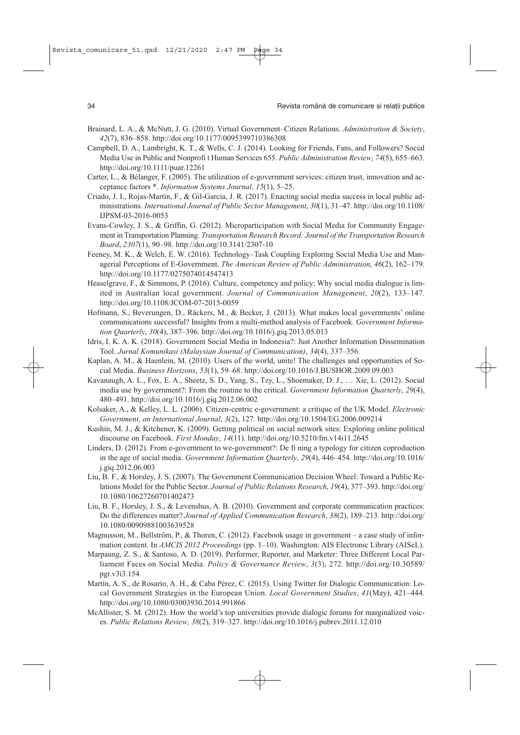Brainard, L. A., & McNutt, J. G. (2010). Virtual Government–Citizen Relations. *Administration & Society*, *42*(7), 836–858. http://doi.org/10.1177/0095399710386308

Campbell, D. A., Lambright, K. T., & Wells, C. J. (2014). Looking for Friends, Fans, and Followers? Social Media Use in Public and Nonprofi t Human Services 655. *Public Administration Review*, *74*(5), 655–663. http://doi.org/10.1111/puar.12261

Carter, L., & Bélanger, F. (2005). The utilization of e-government services: citizen trust, innovation and acceptance factors *. *Information Systems Journal*, *15*(1), 5–25.

Criado, J. I., Rojas-Martín, F., & Gil-Garcia, J. R. (2017). Enacting social media success in local public administrations. *International Journal of Public Sector Management*, *30*(1), 31–47. http://doi.org/10.1108/IJPSM-03-2016-0053

Evans-Cowley, J. S., & Griffin, G. (2012). Microparticipation with Social Media for Community Engagement in Transportation Planning. *Transportation Research Record: Journal of the Transportation Research Board*, *2307*(1), 90–98. http://doi.org/10.3141/2307-10

Feeney, M. K., & Welch, E. W. (2016). Technology–Task Coupling Exploring Social Media Use and Managerial Perceptions of E-Government. *The American Review of Public Administration*, *46*(2), 162–179. http://doi.org/10.1177/0275074014547413

Heaselgrave, F., & Simmons, P. (2016). Culture, competency and policy: Why social media dialogue is limited in Australian local government. *Journal of Communication Management*, *20*(2), 133–147. http://doi.org/10.1108/JCOM-07-2015-0059

Hofmann, S., Beverungen, D., Räckers, M., & Becker, J. (2013). What makes local governments' online communications successful? Insights from a multi-method analysis of Facebook. *Government Information Quarterly*, *30*(4), 387–396. http://doi.org/10.1016/j.giq.2013.05.013

Idris, I. K. A. K. (2018). Government Social Media in Indonesia?: Just Another Information Dissemination Tool. *Jurnal Komunikasi (Malaysian Journal of Communication)*, *34*(4), 337–356.

Kaplan, A. M., & Haenlein, M. (2010). Users of the world, unite! The challenges and opportunities of Social Media. *Business Horizons*, *53*(1), 59–68. http://doi.org/10.1016/J.BUSHOR.2009.09.003

Kavanaugh, A. L., Fox, E. A., Sheetz, S. D., Yang, S., Tzy, L., Shoemaker, D. J., … Xie, L. (2012). Social media use by government?: From the routine to the critical. *Government Information Quarterly*, *29*(4), 480–491. http://doi.org/10.1016/j.giq.2012.06.002

Kolsaker, A., & Kelley, L. L. (2006). Citizen-centric e-government: a critique of the UK Model. *Electronic Government, an International Journal*, *3*(2), 127. http://doi.org/10.1504/EG.2006.009214

Kushin, M. J., & Kitchener, K. (2009). Getting political on social network sites: Exploring online political discourse on Facebook. *First Monday*, *14*(11). http://doi.org/10.5210/fm.v14i11.2645

Linders, D. (2012). From e-government to we-government?: De fi ning a typology for citizen coproduction in the age of social media. *Government Information Quarterly*, *29*(4), 446–454. http://doi.org/10.1016/j.giq.2012.06.003

Liu, B. F., & Horsley, J. S. (2007). The Government Communication Decision Wheel: Toward a Public Relations Model for the Public Sector. *Journal of Public Relations Research*, *19*(4), 377–393. http://doi.org/10.1080/10627260701402473

Liu, B. F., Horsley, J. S., & Levenshus, A. B. (2010). Government and corporate communication practices: Do the differences matter? *Journal of Applied Communication Research*, *38*(2), 189–213. http://doi.org/10.1080/00909881003639528

Magnusson, M., Bellström, P., & Thoren, C. (2012). Facebook usage in government – a case study of information content. In *AMCIS 2012 Proceedings* (pp. 1–10). Washington: AIS Electronic Library (AISeL).

Marpaung, Z. S., & Santoso, A. D. (2019). Performer, Reporter, and Marketer: Three Different Local Parliament Faces on Social Media. *Policy & Governance Review*, *3*(3), 272. http://doi.org/10.30589/pgr.v3i3.154

Martín, A. S., de Rosario, A. H., & Caba Pérez, C. (2015). Using Twitter for Dialogic Communication: Local Government Strategies in the European Union. *Local Government Studies*, *41*(May), 421–444. http://doi.org/10.1080/03003930.2014.991866

McAllister, S. M. (2012). How the world's top universities provide dialogic forums for marginalized voices. *Public Relations Review*, *38*(2), 319–327. http://doi.org/10.1016/j.pubrev.2011.12.010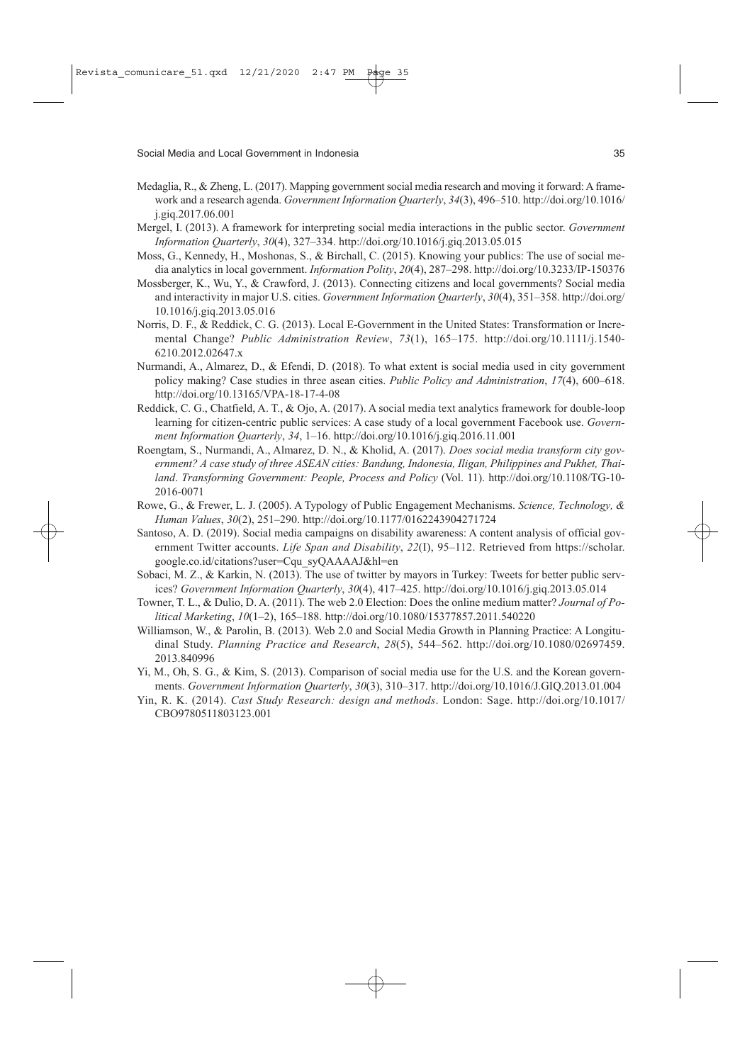Medaglia, R., & Zheng, L. (2017). Mapping government social media research and moving it forward: A framework and a research agenda. *Government Information Quarterly*, *34*(3), 496–510. http://doi.org/10.1016/j.giq.2017.06.001

Mergel, I. (2013). A framework for interpreting social media interactions in the public sector. *Government Information Quarterly*, *30*(4), 327–334. http://doi.org/10.1016/j.giq.2013.05.015

Moss, G., Kennedy, H., Moshonas, S., & Birchall, C. (2015). Knowing your publics: The use of social media analytics in local government. *Information Polity*, *20*(4), 287–298. http://doi.org/10.3233/IP-150376

Mossberger, K., Wu, Y., & Crawford, J. (2013). Connecting citizens and local governments? Social media and interactivity in major U.S. cities. *Government Information Quarterly*, *30*(4), 351–358. http://doi.org/10.1016/j.giq.2013.05.016

Norris, D. F., & Reddick, C. G. (2013). Local E-Government in the United States: Transformation or Incremental Change? *Public Administration Review*, *73*(1), 165–175. http://doi.org/10.1111/j.1540-6210.2012.02647.x

Nurmandi, A., Almarez, D., & Efendi, D. (2018). To what extent is social media used in city government policy making? Case studies in three asean cities. *Public Policy and Administration*, *17*(4), 600–618. http://doi.org/10.13165/VPA-18-17-4-08

Reddick, C. G., Chatfield, A. T., & Ojo, A. (2017). A social media text analytics framework for double-loop learning for citizen-centric public services: A case study of a local government Facebook use. *Government Information Quarterly*, *34*, 1–16. http://doi.org/10.1016/j.giq.2016.11.001

Roengtam, S., Nurmandi, A., Almarez, D. N., & Kholid, A. (2017). *Does social media transform city government? A case study of three ASEAN cities: Bandung, Indonesia, Iligan, Philippines and Pukhet, Thailand*. *Transforming Government: People, Process and Policy* (Vol. 11). http://doi.org/10.1108/TG-10-2016-0071

Rowe, G., & Frewer, L. J. (2005). A Typology of Public Engagement Mechanisms. *Science, Technology, & Human Values*, *30*(2), 251–290. http://doi.org/10.1177/0162243904271724

Santoso, A. D. (2019). Social media campaigns on disability awareness: A content analysis of official government Twitter accounts. *Life Span and Disability*, *22*(I), 95–112. Retrieved from https://scholar.google.co.id/citations?user=Cqu_syQAAAAJ&hl=en

Sobaci, M. Z., & Karkin, N. (2013). The use of twitter by mayors in Turkey: Tweets for better public services? *Government Information Quarterly*, *30*(4), 417–425. http://doi.org/10.1016/j.giq.2013.05.014

Towner, T. L., & Dulio, D. A. (2011). The web 2.0 Election: Does the online medium matter? *Journal of Political Marketing*, *10*(1–2), 165–188. http://doi.org/10.1080/15377857.2011.540220

Williamson, W., & Parolin, B. (2013). Web 2.0 and Social Media Growth in Planning Practice: A Longitudinal Study. *Planning Practice and Research*, *28*(5), 544–562. http://doi.org/10.1080/02697459.2013.840996

Yi, M., Oh, S. G., & Kim, S. (2013). Comparison of social media use for the U.S. and the Korean governments. *Government Information Quarterly*, *30*(3), 310–317. http://doi.org/10.1016/J.GIQ.2013.01.004

Yin, R. K. (2014). *Cast Study Research: design and methods*. London: Sage. http://doi.org/10.1017/CBO9780511803123.001